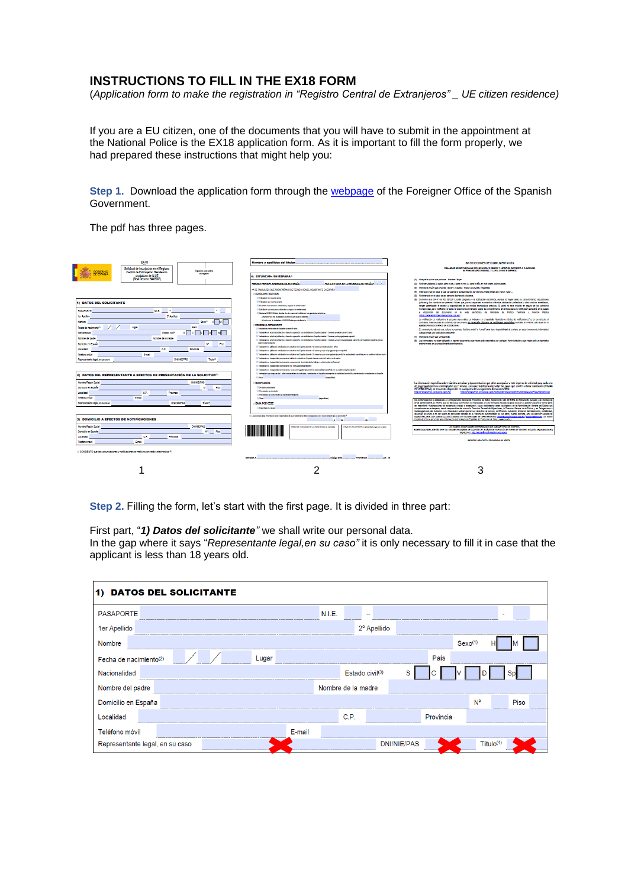# INSTRUCTIONS TO FILL IN THE EX18 FORM

(*Application form to make the registration in "Registro Central de Extranjeros" _ UE citizen residence)*

If you are a EU citizen, one of the documents that you will have to submit in the appointment at the National Police is the EX18 application form. As it is important to fill the form properly, we had prepared these instructions that might help you:

**Step 1.** Download the application form through the webpage of the Foreigner Office of the Spanish Government.

The pdf has three pages.

1 2 3

**Step 2.** Filling the form, let's start with the first page. It is divided in three part:

First part, "***1) Datos del solicitante***" we shall write our personal data.
In the gap where it says "*Representante legal,en su caso"* it is only necessary to fill it in case that the applicant is less than 18 years old.

**1) DATOS DEL SOLICITANTE**

| | | | | | |
|---|---|---|---|---|---|
| PASAPORTE | | N.I.E. | – | - | |
| 1er Apellido | | 2º Apellido | | | |
| Nombre | | Sexo[1] | H | M | |
| Fecha de nacimiento[2] | / / | Lugar | | País | |
| Nacionalidad | | Estado civil[3] | S C V D Sp | | |
| Nombre del padre | | Nombre de la madre | | | |
| Domicilio en España | | Nº | | Piso | |
| Localidad | | C.P. | | Provincia | |
| Teléfono móvil | | E-mail | | | |
| Representante legal, en su caso | ✗ | DNI/NIE/PAS | ✗ | Título[4] | ✗ |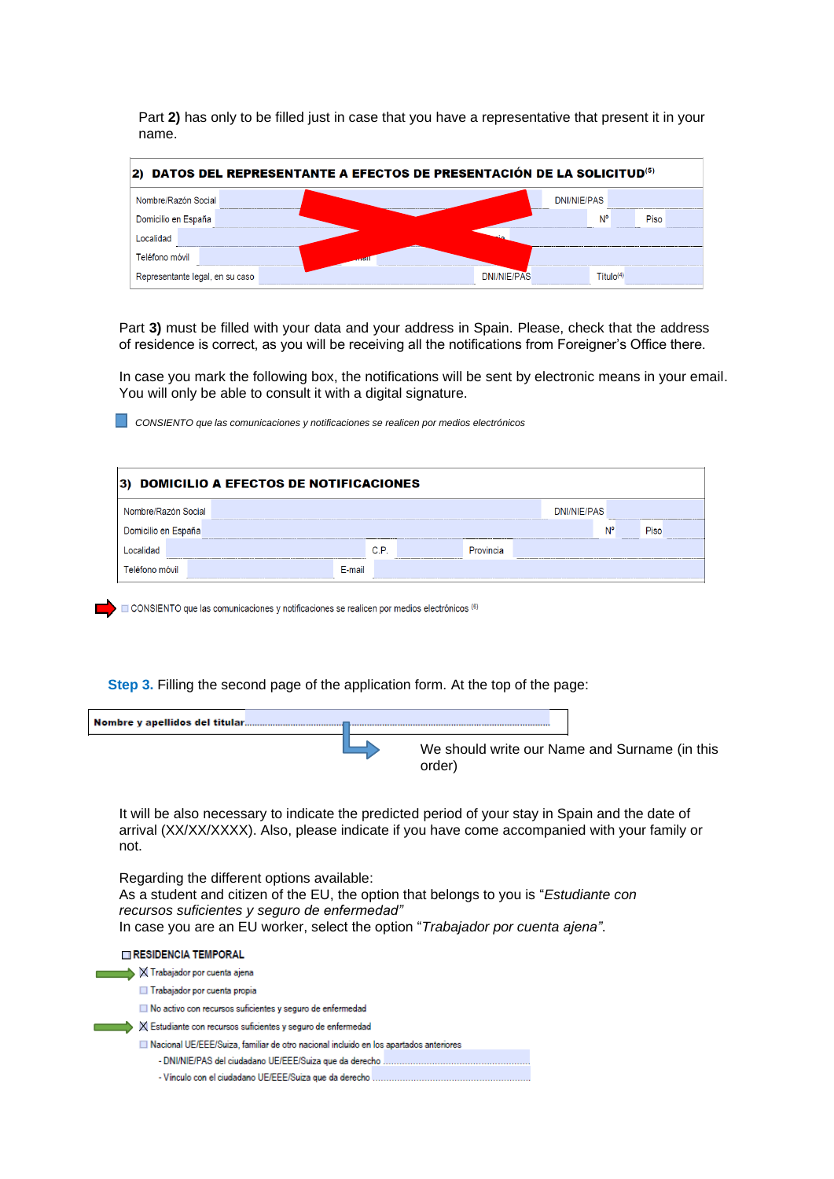Part **2)** has only to be filled just in case that you have a representative that present it in your name.

| **2) DATOS DEL REPRESENTANTE A EFECTOS DE PRESENTACIÓN DE LA SOLICITUD[5]** | | | | | |
|---|---|---|---|---|---|
| Nombre/Razón Social | | DNI/NIE/PAS | | | |
| Domicilio en España | | Nº | | Piso | |
| Localidad | | | | | |
| Teléfono móvil | | | | | |
| Representante legal, en su caso | | DNI/NIE/PAS | | Título[4] | |

Part **3)** must be filled with your data and your address in Spain. Please, check that the address of residence is correct, as you will be receiving all the notifications from Foreigner's Office there.

In case you mark the following box, the notifications will be sent by electronic means in your email. You will only be able to consult it with a digital signature.

☐ *CONSIENTO que las comunicaciones y notificaciones se realicen por medios electrónicos*

| **3) DOMICILIO A EFECTOS DE NOTIFICACIONES** | | | | | |
|---|---|---|---|---|---|
| Nombre/Razón Social | | DNI/NIE/PAS | | | |
| Domicilio en España | | Nº | | Piso | |
| Localidad | | C.P. | | Provincia | |
| Teléfono móvil | | E-mail | | | |

☐ CONSIENTO que las comunicaciones y notificaciones se realicen por medios electrónicos [6]

**Step 3.** Filling the second page of the application form. At the top of the page:

**Nombre y apellidos del titular** ..........................................................................

We should write our Name and Surname (in this order)

It will be also necessary to indicate the predicted period of your stay in Spain and the date of arrival (XX/XX/XXXX). Also, please indicate if you have come accompanied with your family or not.

Regarding the different options available:
As a student and citizen of the EU, the option that belongs to you is "*Estudiante con recursos suficientes y seguro de enfermedad"*
In case you are an EU worker, select the option "*Trabajador por cuenta ajena"*.

☐ **RESIDENCIA TEMPORAL**

- ☒ Trabajador por cuenta ajena
- ☐ Trabajador por cuenta propia
- ☐ No activo con recursos suficientes y seguro de enfermedad
- ☒ Estudiante con recursos suficientes y seguro de enfermedad
- ☐ Nacional UE/EEE/Suiza, familiar de otro nacional incluido en los apartados anteriores
  - DNI/NIE/PAS del ciudadano UE/EEE/Suiza que da derecho ..........................................
  - Vínculo con el ciudadano UE/EEE/Suiza que da derecho ..........................................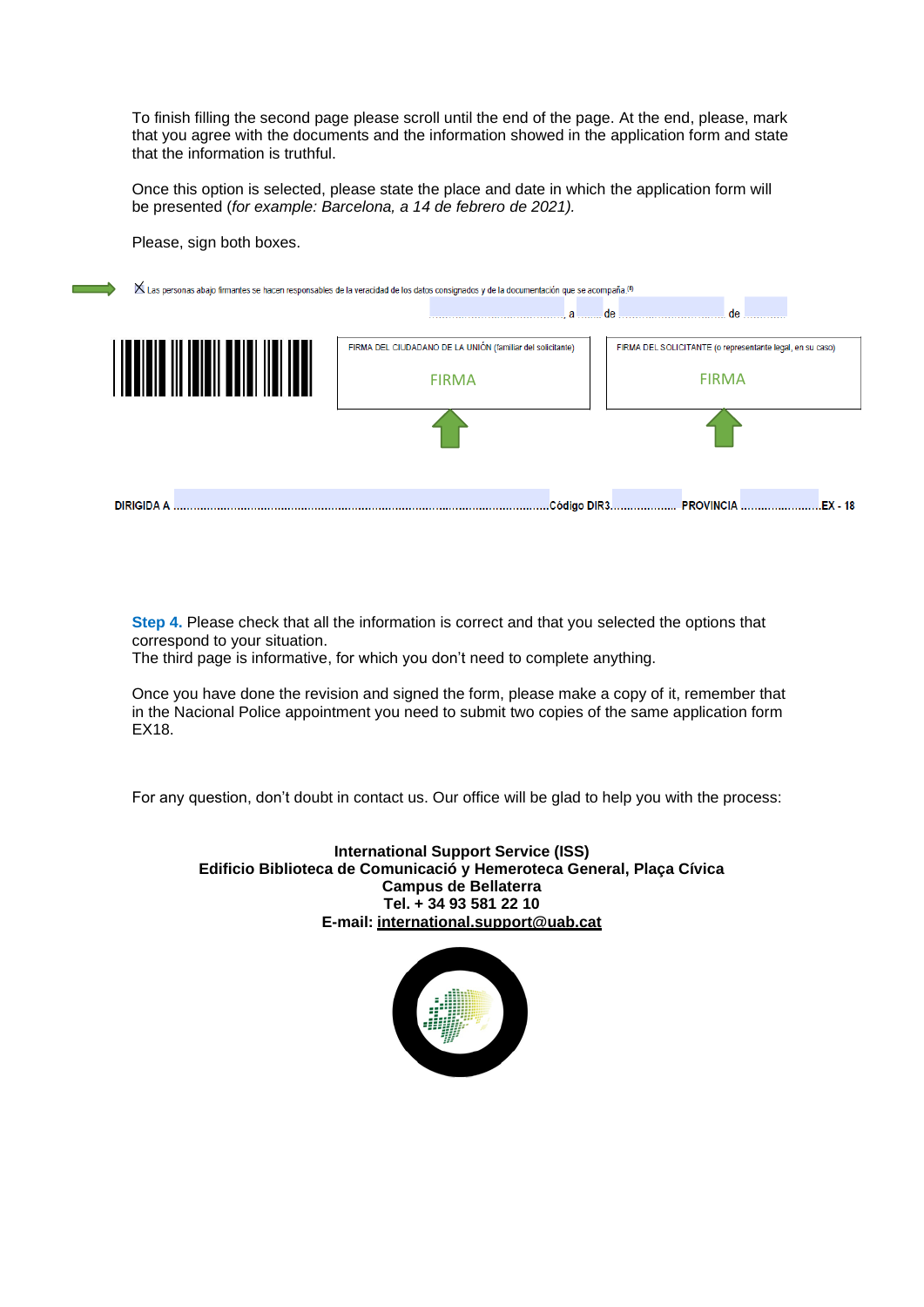To finish filling the second page please scroll until the end of the page. At the end, please, mark that you agree with the documents and the information showed in the application form and state that the information is truthful.

Once this option is selected, please state the place and date in which the application form will be presented (*for example: Barcelona, a 14 de febrero de 2021).*

Please, sign both boxes.

☒ Las personas abajo firmantes se hacen responsables de la veracidad de los datos consignados y de la documentación que se acompaña.[6]

.................................., a ....... de .............................. de ..........

| FIRMA DEL CIUDADANO DE LA UNIÓN (familiar del solicitante) | FIRMA DEL SOLICITANTE (o representante legal, en su caso) |
|---|---|
| FIRMA | FIRMA |

DIRIGIDA A ..............................................................................................Código DIR3.................. PROVINCIA ....................EX - 18

**Step 4.** Please check that all the information is correct and that you selected the options that correspond to your situation.
The third page is informative, for which you don't need to complete anything.

Once you have done the revision and signed the form, please make a copy of it, remember that in the Nacional Police appointment you need to submit two copies of the same application form EX18.

For any question, don't doubt in contact us. Our office will be glad to help you with the process:

**International Support Service (ISS)**
**Edificio Biblioteca de Comunicació y Hemeroteca General, Plaça Cívica**
**Campus de Bellaterra**
**Tel. + 34 93 581 22 10**
**E-mail: international.support@uab.cat**